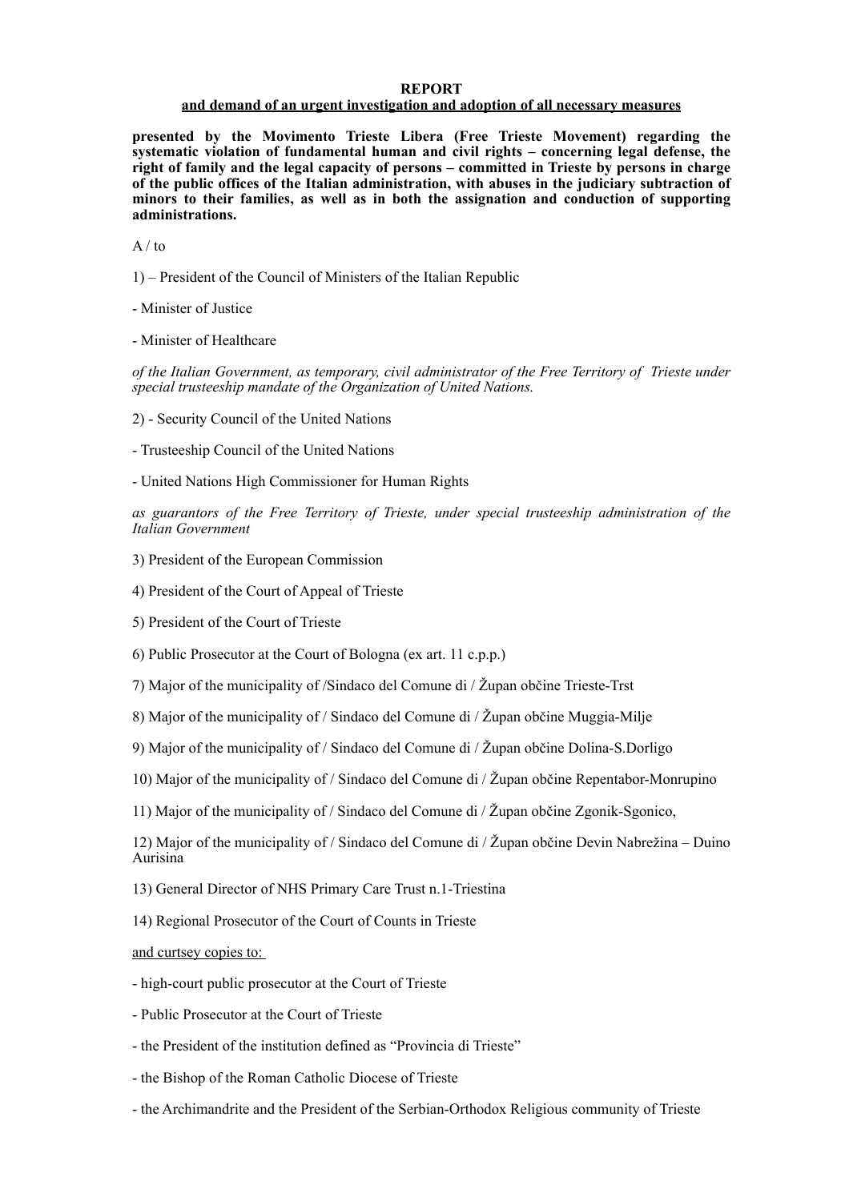**REPORT**

**and demand of an urgent investigation and adoption of all necessary measures**

**presented by the Movimento Trieste Libera (Free Trieste Movement) regarding the systematic violation of fundamental human and civil rights – concerning legal defense, the right of family and the legal capacity of persons – committed in Trieste by persons in charge of the public offices of the Italian administration, with abuses in the judiciary subtraction of minors to their families, as well as in both the assignation and conduction of supporting administrations.**

A / to

1) – President of the Council of Ministers of the Italian Republic

- Minister of Justice

- Minister of Healthcare

*of the Italian Government, as temporary, civil administrator of the Free Territory of Trieste under special trusteeship mandate of the Organization of United Nations.*

2) - Security Council of the United Nations

- Trusteeship Council of the United Nations

- United Nations High Commissioner for Human Rights

*as guarantors of the Free Territory of Trieste, under special trusteeship administration of the Italian Government*

3) President of the European Commission

4) President of the Court of Appeal of Trieste

5) President of the Court of Trieste

6) Public Prosecutor at the Court of Bologna (ex art. 11 c.p.p.)

7) Major of the municipality of /Sindaco del Comune di / Župan občine Trieste-Trst

8) Major of the municipality of / Sindaco del Comune di / Župan občine Muggia-Milje

9) Major of the municipality of / Sindaco del Comune di / Župan občine Dolina-S.Dorligo

10) Major of the municipality of / Sindaco del Comune di / Župan občine Repentabor-Monrupino

11) Major of the municipality of / Sindaco del Comune di / Župan občine Zgonik-Sgonico,

12) Major of the municipality of / Sindaco del Comune di / Župan občine Devin Nabrežina – Duino Aurisina

13) General Director of NHS Primary Care Trust n.1-Triestina

14) Regional Prosecutor of the Court of Counts in Trieste

and curtsey copies to:

- high-court public prosecutor at the Court of Trieste

- Public Prosecutor at the Court of Trieste

- the President of the institution defined as "Provincia di Trieste"

- the Bishop of the Roman Catholic Diocese of Trieste

- the Archimandrite and the President of the Serbian-Orthodox Religious community of Trieste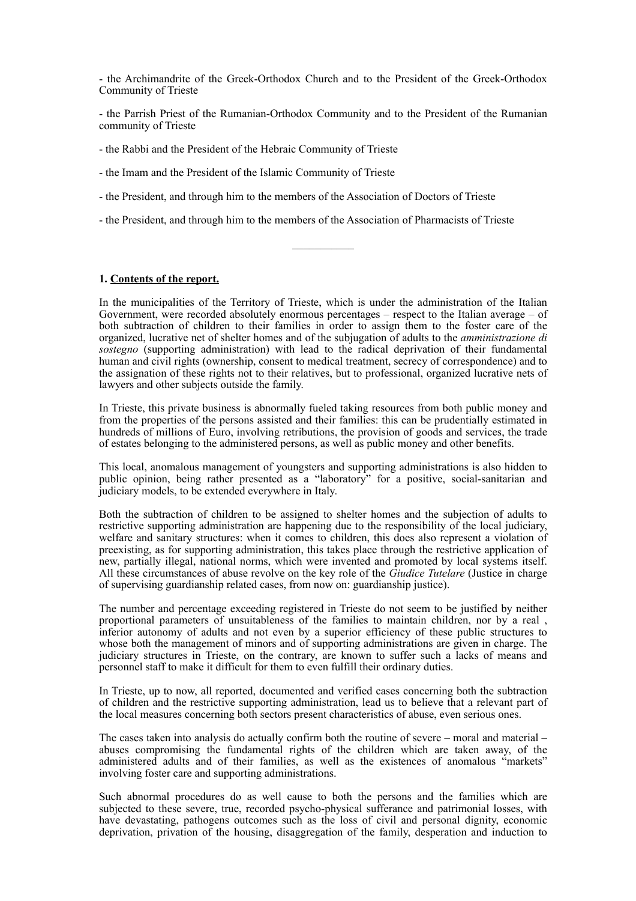- the Archimandrite of the Greek-Orthodox Church and to the President of the Greek-Orthodox Community of Trieste

- the Parrish Priest of the Rumanian-Orthodox Community and to the President of the Rumanian community of Trieste

- the Rabbi and the President of the Hebraic Community of Trieste

- the Imam and the President of the Islamic Community of Trieste

- the President, and through him to the members of the Association of Doctors of Trieste

- the President, and through him to the members of the Association of Pharmacists of Trieste

---

**1. Contents of the report.**

In the municipalities of the Territory of Trieste, which is under the administration of the Italian Government, were recorded absolutely enormous percentages – respect to the Italian average – of both subtraction of children to their families in order to assign them to the foster care of the organized, lucrative net of shelter homes and of the subjugation of adults to the *amministrazione di sostegno* (supporting administration) with lead to the radical deprivation of their fundamental human and civil rights (ownership, consent to medical treatment, secrecy of correspondence) and to the assignation of these rights not to their relatives, but to professional, organized lucrative nets of lawyers and other subjects outside the family.

In Trieste, this private business is abnormally fueled taking resources from both public money and from the properties of the persons assisted and their families: this can be prudentially estimated in hundreds of millions of Euro, involving retributions, the provision of goods and services, the trade of estates belonging to the administered persons, as well as public money and other benefits.

This local, anomalous management of youngsters and supporting administrations is also hidden to public opinion, being rather presented as a "laboratory" for a positive, social-sanitarian and judiciary models, to be extended everywhere in Italy.

Both the subtraction of children to be assigned to shelter homes and the subjection of adults to restrictive supporting administration are happening due to the responsibility of the local judiciary, welfare and sanitary structures: when it comes to children, this does also represent a violation of preexisting, as for supporting administration, this takes place through the restrictive application of new, partially illegal, national norms, which were invented and promoted by local systems itself. All these circumstances of abuse revolve on the key role of the *Giudice Tutelare* (Justice in charge of supervising guardianship related cases, from now on: guardianship justice).

The number and percentage exceeding registered in Trieste do not seem to be justified by neither proportional parameters of unsuitableness of the families to maintain children, nor by a real , inferior autonomy of adults and not even by a superior efficiency of these public structures to whose both the management of minors and of supporting administrations are given in charge. The judiciary structures in Trieste, on the contrary, are known to suffer such a lacks of means and personnel staff to make it difficult for them to even fulfill their ordinary duties.

In Trieste, up to now, all reported, documented and verified cases concerning both the subtraction of children and the restrictive supporting administration, lead us to believe that a relevant part of the local measures concerning both sectors present characteristics of abuse, even serious ones.

The cases taken into analysis do actually confirm both the routine of severe – moral and material – abuses compromising the fundamental rights of the children which are taken away, of the administered adults and of their families, as well as the existences of anomalous "markets" involving foster care and supporting administrations.

Such abnormal procedures do as well cause to both the persons and the families which are subjected to these severe, true, recorded psycho-physical sufferance and patrimonial losses, with have devastating, pathogens outcomes such as the loss of civil and personal dignity, economic deprivation, privation of the housing, disaggregation of the family, desperation and induction to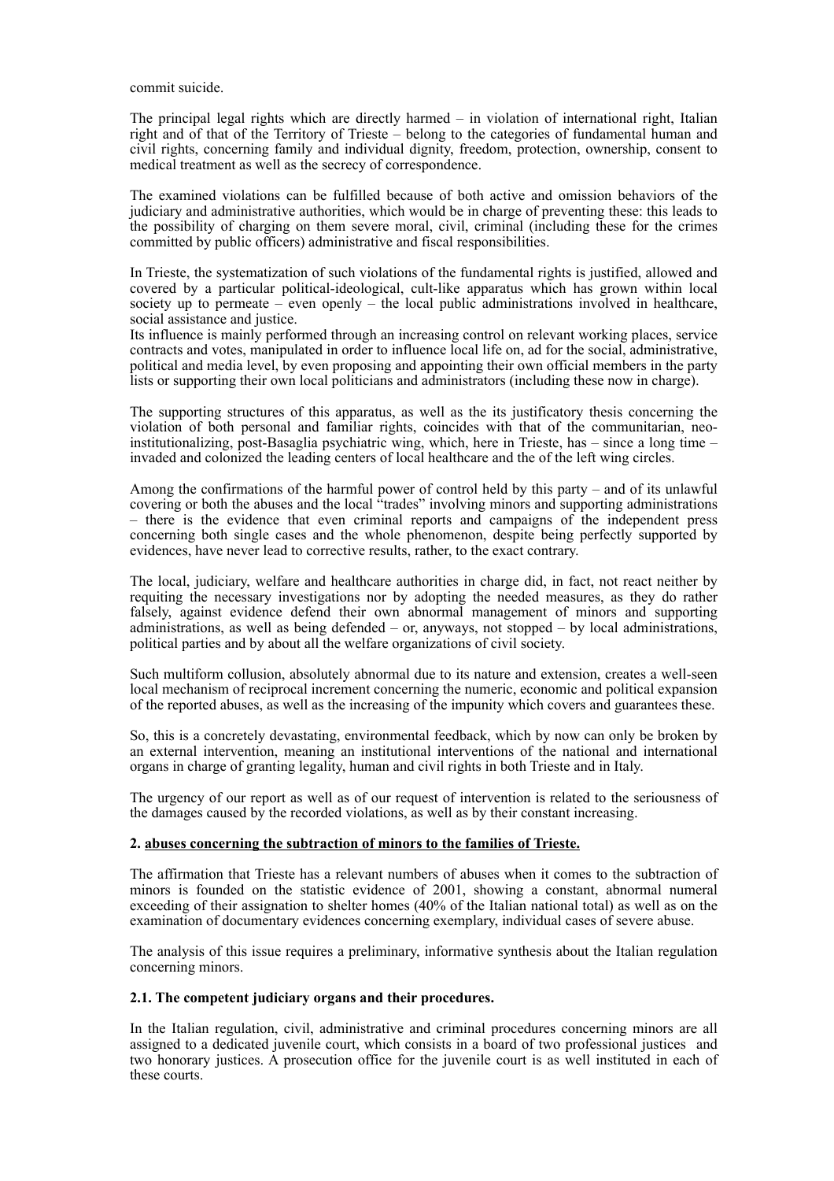commit suicide.

The principal legal rights which are directly harmed – in violation of international right, Italian right and of that of the Territory of Trieste – belong to the categories of fundamental human and civil rights, concerning family and individual dignity, freedom, protection, ownership, consent to medical treatment as well as the secrecy of correspondence.

The examined violations can be fulfilled because of both active and omission behaviors of the judiciary and administrative authorities, which would be in charge of preventing these: this leads to the possibility of charging on them severe moral, civil, criminal (including these for the crimes committed by public officers) administrative and fiscal responsibilities.

In Trieste, the systematization of such violations of the fundamental rights is justified, allowed and covered by a particular political-ideological, cult-like apparatus which has grown within local society up to permeate – even openly – the local public administrations involved in healthcare, social assistance and justice.
Its influence is mainly performed through an increasing control on relevant working places, service contracts and votes, manipulated in order to influence local life on, ad for the social, administrative, political and media level, by even proposing and appointing their own official members in the party lists or supporting their own local politicians and administrators (including these now in charge).

The supporting structures of this apparatus, as well as the its justificatory thesis concerning the violation of both personal and familiar rights, coincides with that of the communitarian, neo-institutionalizing, post-Basaglia psychiatric wing, which, here in Trieste, has – since a long time – invaded and colonized the leading centers of local healthcare and the of the left wing circles.

Among the confirmations of the harmful power of control held by this party – and of its unlawful covering or both the abuses and the local "trades" involving minors and supporting administrations – there is the evidence that even criminal reports and campaigns of the independent press concerning both single cases and the whole phenomenon, despite being perfectly supported by evidences, have never lead to corrective results, rather, to the exact contrary.

The local, judiciary, welfare and healthcare authorities in charge did, in fact, not react neither by requiting the necessary investigations nor by adopting the needed measures, as they do rather falsely, against evidence defend their own abnormal management of minors and supporting administrations, as well as being defended – or, anyways, not stopped – by local administrations, political parties and by about all the welfare organizations of civil society.

Such multiform collusion, absolutely abnormal due to its nature and extension, creates a well-seen local mechanism of reciprocal increment concerning the numeric, economic and political expansion of the reported abuses, as well as the increasing of the impunity which covers and guarantees these.

So, this is a concretely devastating, environmental feedback, which by now can only be broken by an external intervention, meaning an institutional interventions of the national and international organs in charge of granting legality, human and civil rights in both Trieste and in Italy.

The urgency of our report as well as of our request of intervention is related to the seriousness of the damages caused by the recorded violations, as well as by their constant increasing.

### 2. abuses concerning the subtraction of minors to the families of Trieste.

The affirmation that Trieste has a relevant numbers of abuses when it comes to the subtraction of minors is founded on the statistic evidence of 2001, showing a constant, abnormal numeral exceeding of their assignation to shelter homes (40% of the Italian national total) as well as on the examination of documentary evidences concerning exemplary, individual cases of severe abuse.

The analysis of this issue requires a preliminary, informative synthesis about the Italian regulation concerning minors.

#### 2.1. The competent judiciary organs and their procedures.

In the Italian regulation, civil, administrative and criminal procedures concerning minors are all assigned to a dedicated juvenile court, which consists in a board of two professional justices and two honorary justices. A prosecution office for the juvenile court is as well instituted in each of these courts.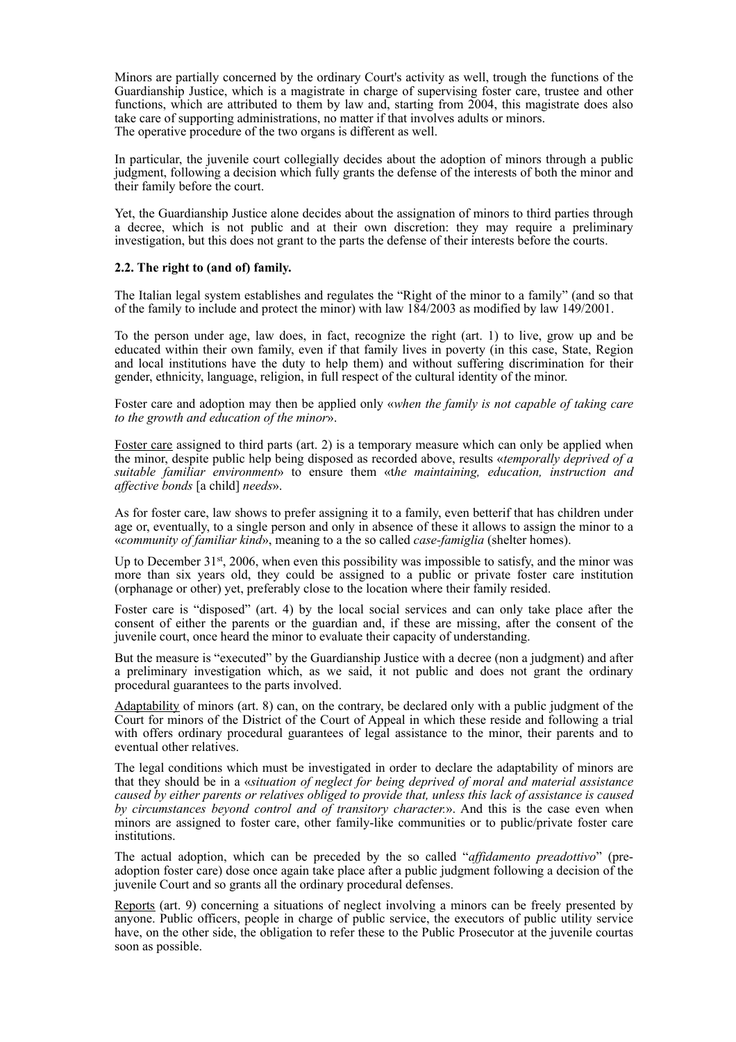Minors are partially concerned by the ordinary Court's activity as well, trough the functions of the Guardianship Justice, which is a magistrate in charge of supervising foster care, trustee and other functions, which are attributed to them by law and, starting from 2004, this magistrate does also take care of supporting administrations, no matter if that involves adults or minors.
The operative procedure of the two organs is different as well.

In particular, the juvenile court collegially decides about the adoption of minors through a public judgment, following a decision which fully grants the defense of the interests of both the minor and their family before the court.

Yet, the Guardianship Justice alone decides about the assignation of minors to third parties through a decree, which is not public and at their own discretion: they may require a preliminary investigation, but this does not grant to the parts the defense of their interests before the courts.

**2.2. The right to (and of) family.**

The Italian legal system establishes and regulates the "Right of the minor to a family" (and so that of the family to include and protect the minor) with law 184/2003 as modified by law 149/2001.

To the person under age, law does, in fact, recognize the right (art. 1) to live, grow up and be educated within their own family, even if that family lives in poverty (in this case, State, Region and local institutions have the duty to help them) and without suffering discrimination for their gender, ethnicity, language, religion, in full respect of the cultural identity of the minor.

Foster care and adoption may then be applied only «*when the family is not capable of taking care to the growth and education of the minor*».

Foster care assigned to third parts (art. 2) is a temporary measure which can only be applied when the minor, despite public help being disposed as recorded above, results «*temporally deprived of a suitable familiar environment*» to ensure them «t*he maintaining, education, instruction and affective bonds* [a child] *needs*».

As for foster care, law shows to prefer assigning it to a family, even betterif that has children under age or, eventually, to a single person and only in absence of these it allows to assign the minor to a «*community of familiar kind*», meaning to a the so called *case-famiglia* (shelter homes).

Up to December 31st, 2006, when even this possibility was impossible to satisfy, and the minor was more than six years old, they could be assigned to a public or private foster care institution (orphanage or other) yet, preferably close to the location where their family resided.

Foster care is "disposed" (art. 4) by the local social services and can only take place after the consent of either the parents or the guardian and, if these are missing, after the consent of the juvenile court, once heard the minor to evaluate their capacity of understanding.

But the measure is "executed" by the Guardianship Justice with a decree (non a judgment) and after a preliminary investigation which, as we said, it not public and does not grant the ordinary procedural guarantees to the parts involved.

Adaptability of minors (art. 8) can, on the contrary, be declared only with a public judgment of the Court for minors of the District of the Court of Appeal in which these reside and following a trial with offers ordinary procedural guarantees of legal assistance to the minor, their parents and to eventual other relatives.

The legal conditions which must be investigated in order to declare the adaptability of minors are that they should be in a «*situation of neglect for being deprived of moral and material assistance caused by either parents or relatives obliged to provide that, unless this lack of assistance is caused by circumstances beyond control and of transitory character.*». And this is the case even when minors are assigned to foster care, other family-like communities or to public/private foster care institutions.

The actual adoption, which can be preceded by the so called "*affidamento preadottivo*" (pre-adoption foster care) dose once again take place after a public judgment following a decision of the juvenile Court and so grants all the ordinary procedural defenses.

Reports (art. 9) concerning a situations of neglect involving a minors can be freely presented by anyone. Public officers, people in charge of public service, the executors of public utility service have, on the other side, the obligation to refer these to the Public Prosecutor at the juvenile courtas soon as possible.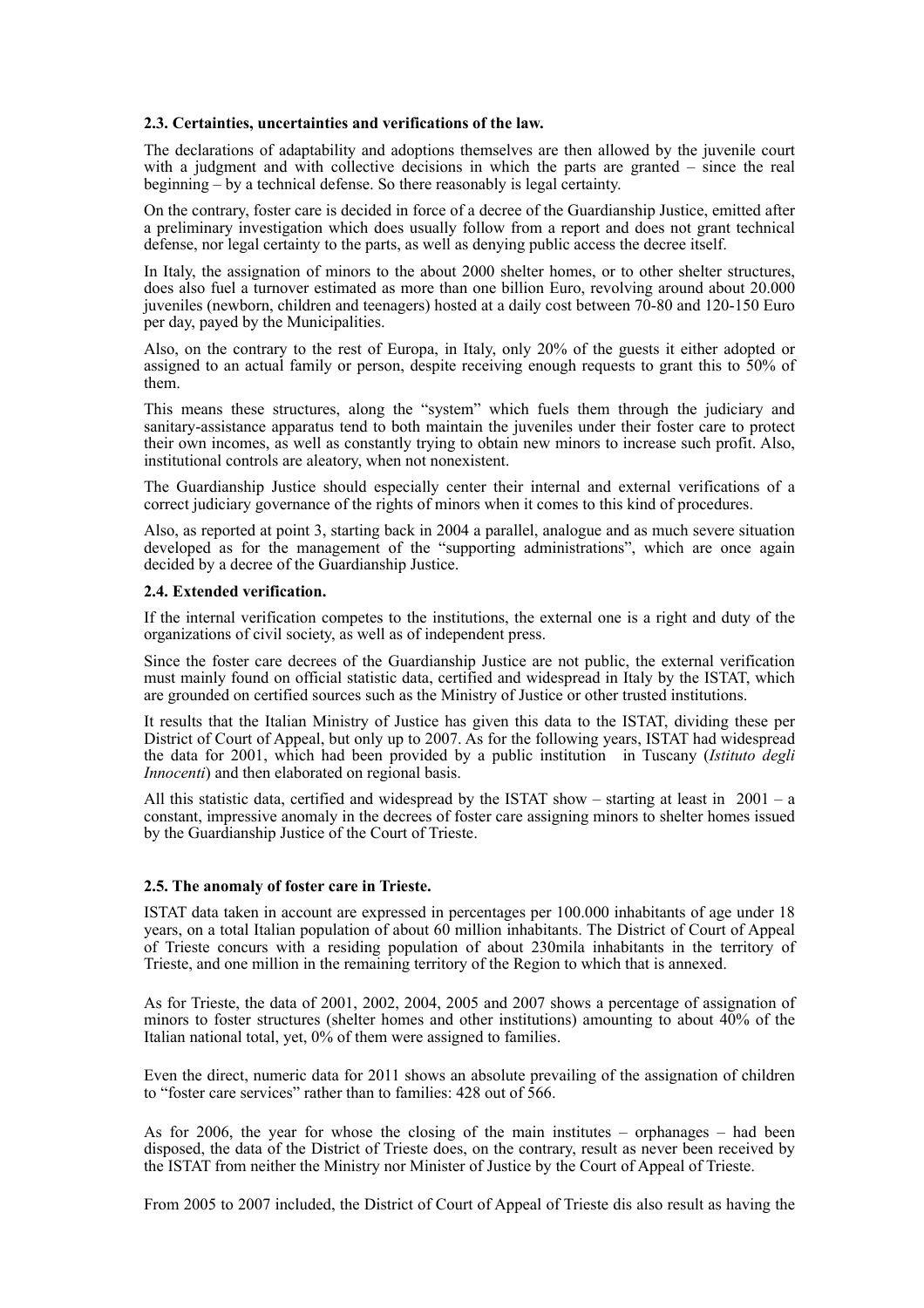### 2.3. Certainties, uncertainties and verifications of the law.

The declarations of adaptability and adoptions themselves are then allowed by the juvenile court with a judgment and with collective decisions in which the parts are granted – since the real beginning – by a technical defense. So there reasonably is legal certainty.

On the contrary, foster care is decided in force of a decree of the Guardianship Justice, emitted after a preliminary investigation which does usually follow from a report and does not grant technical defense, nor legal certainty to the parts, as well as denying public access the decree itself.

In Italy, the assignation of minors to the about 2000 shelter homes, or to other shelter structures, does also fuel a turnover estimated as more than one billion Euro, revolving around about 20.000 juveniles (newborn, children and teenagers) hosted at a daily cost between 70-80 and 120-150 Euro per day, payed by the Municipalities.

Also, on the contrary to the rest of Europa, in Italy, only 20% of the guests it either adopted or assigned to an actual family or person, despite receiving enough requests to grant this to 50% of them.

This means these structures, along the "system" which fuels them through the judiciary and sanitary-assistance apparatus tend to both maintain the juveniles under their foster care to protect their own incomes, as well as constantly trying to obtain new minors to increase such profit. Also, institutional controls are aleatory, when not nonexistent.

The Guardianship Justice should especially center their internal and external verifications of a correct judiciary governance of the rights of minors when it comes to this kind of procedures.

Also, as reported at point 3, starting back in 2004 a parallel, analogue and as much severe situation developed as for the management of the "supporting administrations", which are once again decided by a decree of the Guardianship Justice.

### 2.4. Extended verification.

If the internal verification competes to the institutions, the external one is a right and duty of the organizations of civil society, as well as of independent press.

Since the foster care decrees of the Guardianship Justice are not public, the external verification must mainly found on official statistic data, certified and widespread in Italy by the ISTAT, which are grounded on certified sources such as the Ministry of Justice or other trusted institutions.

It results that the Italian Ministry of Justice has given this data to the ISTAT, dividing these per District of Court of Appeal, but only up to 2007. As for the following years, ISTAT had widespread the data for 2001, which had been provided by a public institution in Tuscany (*Istituto degli Innocenti*) and then elaborated on regional basis.

All this statistic data, certified and widespread by the ISTAT show – starting at least in 2001 – a constant, impressive anomaly in the decrees of foster care assigning minors to shelter homes issued by the Guardianship Justice of the Court of Trieste.

### 2.5. The anomaly of foster care in Trieste.

ISTAT data taken in account are expressed in percentages per 100.000 inhabitants of age under 18 years, on a total Italian population of about 60 million inhabitants. The District of Court of Appeal of Trieste concurs with a residing population of about 230mila inhabitants in the territory of Trieste, and one million in the remaining territory of the Region to which that is annexed.

As for Trieste, the data of 2001, 2002, 2004, 2005 and 2007 shows a percentage of assignation of minors to foster structures (shelter homes and other institutions) amounting to about 40% of the Italian national total, yet, 0% of them were assigned to families.

Even the direct, numeric data for 2011 shows an absolute prevailing of the assignation of children to "foster care services" rather than to families: 428 out of 566.

As for 2006, the year for whose the closing of the main institutes – orphanages – had been disposed, the data of the District of Trieste does, on the contrary, result as never been received by the ISTAT from neither the Ministry nor Minister of Justice by the Court of Appeal of Trieste.

From 2005 to 2007 included, the District of Court of Appeal of Trieste dis also result as having the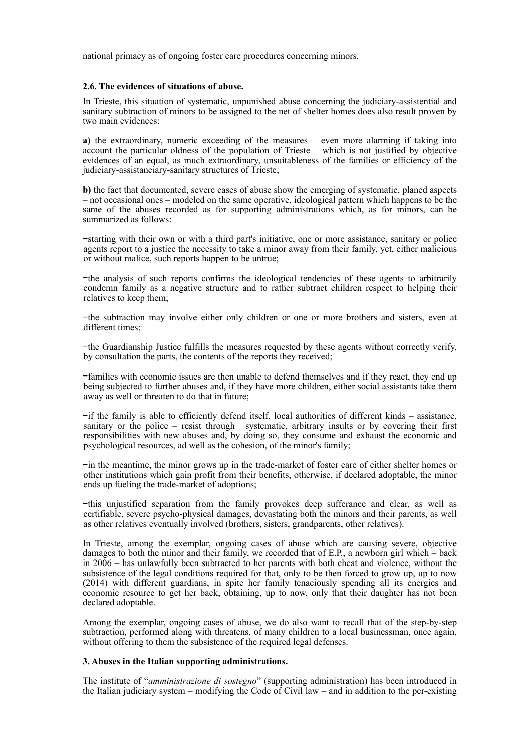national primacy as of ongoing foster care procedures concerning minors.

**2.6. The evidences of situations of abuse.**

In Trieste, this situation of systematic, unpunished abuse concerning the judiciary-assistential and sanitary subtraction of minors to be assigned to the net of shelter homes does also result proven by two main evidences:

**a)** the extraordinary, numeric exceeding of the measures – even more alarming if taking into account the particular oldness of the population of Trieste – which is not justified by objective evidences of an equal, as much extraordinary, unsuitableness of the families or efficiency of the judiciary-assistanciary-sanitary structures of Trieste;

**b)** the fact that documented, severe cases of abuse show the emerging of systematic, planed aspects – not occasional ones – modeled on the same operative, ideological pattern which happens to be the same of the abuses recorded as for supporting administrations which, as for minors, can be summarized as follows:

- starting with their own or with a third part's initiative, one or more assistance, sanitary or police agents report to a justice the necessity to take a minor away from their family, yet, either malicious or without malice, such reports happen to be untrue;
- the analysis of such reports confirms the ideological tendencies of these agents to arbitrarily condemn family as a negative structure and to rather subtract children respect to helping their relatives to keep them;
- the subtraction may involve either only children or one or more brothers and sisters, even at different times;
- the Guardianship Justice fulfills the measures requested by these agents without correctly verify, by consultation the parts, the contents of the reports they received;
- families with economic issues are then unable to defend themselves and if they react, they end up being subjected to further abuses and, if they have more children, either social assistants take them away as well or threaten to do that in future;
- if the family is able to efficiently defend itself, local authorities of different kinds – assistance, sanitary or the police – resist through systematic, arbitrary insults or by covering their first responsibilities with new abuses and, by doing so, they consume and exhaust the economic and psychological resources, ad well as the cohesion, of the minor's family;
- in the meantime, the minor grows up in the trade-market of foster care of either shelter homes or other institutions which gain profit from their benefits, otherwise, if declared adoptable, the minor ends up fueling the trade-market of adoptions;
- this unjustified separation from the family provokes deep sufferance and clear, as well as certifiable, severe psycho-physical damages, devastating both the minors and their parents, as well as other relatives eventually involved (brothers, sisters, grandparents, other relatives).

In Trieste, among the exemplar, ongoing cases of abuse which are causing severe, objective damages to both the minor and their family, we recorded that of E.P., a newborn girl which – back in 2006 – has unlawfully been subtracted to her parents with both cheat and violence, without the subsistence of the legal conditions required for that, only to be then forced to grow up, up to now (2014) with different guardians, in spite her family tenaciously spending all its energies and economic resource to get her back, obtaining, up to now, only that their daughter has not been declared adoptable.

Among the exemplar, ongoing cases of abuse, we do also want to recall that of the step-by-step subtraction, performed along with threatens, of many children to a local businessman, once again, without offering to them the subsistence of the required legal defenses.

**3. Abuses in the Italian supporting administrations.**

The institute of "*amministrazione di sostegno*" (supporting administration) has been introduced in the Italian judiciary system – modifying the Code of Civil law – and in addition to the per-existing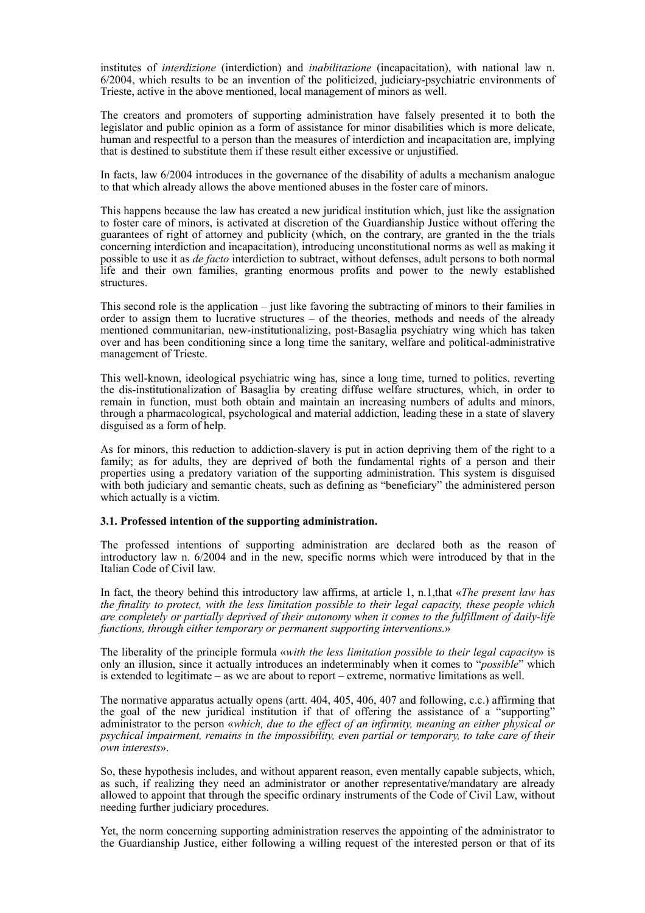institutes of *interdizione* (interdiction) and *inabilitazione* (incapacitation), with national law n. 6/2004, which results to be an invention of the politicized, judiciary-psychiatric environments of Trieste, active in the above mentioned, local management of minors as well.

The creators and promoters of supporting administration have falsely presented it to both the legislator and public opinion as a form of assistance for minor disabilities which is more delicate, human and respectful to a person than the measures of interdiction and incapacitation are, implying that is destined to substitute them if these result either excessive or unjustified.

In facts, law 6/2004 introduces in the governance of the disability of adults a mechanism analogue to that which already allows the above mentioned abuses in the foster care of minors.

This happens because the law has created a new juridical institution which, just like the assignation to foster care of minors, is activated at discretion of the Guardianship Justice without offering the guarantees of right of attorney and publicity (which, on the contrary, are granted in the the trials concerning interdiction and incapacitation), introducing unconstitutional norms as well as making it possible to use it as *de facto* interdiction to subtract, without defenses, adult persons to both normal life and their own families, granting enormous profits and power to the newly established structures.

This second role is the application – just like favoring the subtracting of minors to their families in order to assign them to lucrative structures – of the theories, methods and needs of the already mentioned communitarian, new-institutionalizing, post-Basaglia psychiatry wing which has taken over and has been conditioning since a long time the sanitary, welfare and political-administrative management of Trieste.

This well-known, ideological psychiatric wing has, since a long time, turned to politics, reverting the dis-institutionalization of Basaglia by creating diffuse welfare structures, which, in order to remain in function, must both obtain and maintain an increasing numbers of adults and minors, through a pharmacological, psychological and material addiction, leading these in a state of slavery disguised as a form of help.

As for minors, this reduction to addiction-slavery is put in action depriving them of the right to a family; as for adults, they are deprived of both the fundamental rights of a person and their properties using a predatory variation of the supporting administration. This system is disguised with both judiciary and semantic cheats, such as defining as "beneficiary" the administered person which actually is a victim.

### 3.1. Professed intention of the supporting administration.

The professed intentions of supporting administration are declared both as the reason of introductory law n. 6/2004 and in the new, specific norms which were introduced by that in the Italian Code of Civil law.

In fact, the theory behind this introductory law affirms, at article 1, n.1,that «*The present law has the finality to protect, with the less limitation possible to their legal capacity, these people which are completely or partially deprived of their autonomy when it comes to the fulfillment of daily-life functions, through either temporary or permanent supporting interventions.*»

The liberality of the principle formula «*with the less limitation possible to their legal capacity*» is only an illusion, since it actually introduces an indeterminably when it comes to "*possible*" which is extended to legitimate – as we are about to report – extreme, normative limitations as well.

The normative apparatus actually opens (artt. 404, 405, 406, 407 and following, c.c.) affirming that the goal of the new juridical institution if that of offering the assistance of a "supporting" administrator to the person «*which, due to the effect of an infirmity, meaning an either physical or psychical impairment, remains in the impossibility, even partial or temporary, to take care of their own interests*».

So, these hypothesis includes, and without apparent reason, even mentally capable subjects, which, as such, if realizing they need an administrator or another representative/mandatary are already allowed to appoint that through the specific ordinary instruments of the Code of Civil Law, without needing further judiciary procedures.

Yet, the norm concerning supporting administration reserves the appointing of the administrator to the Guardianship Justice, either following a willing request of the interested person or that of its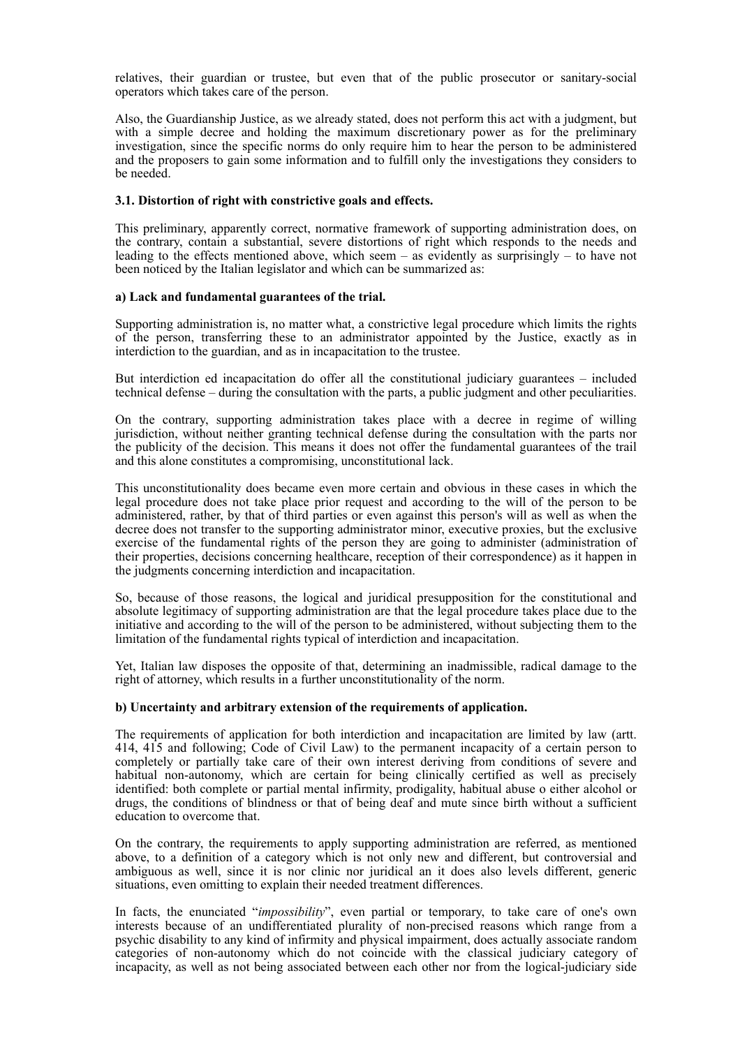relatives, their guardian or trustee, but even that of the public prosecutor or sanitary-social operators which takes care of the person.

Also, the Guardianship Justice, as we already stated, does not perform this act with a judgment, but with a simple decree and holding the maximum discretionary power as for the preliminary investigation, since the specific norms do only require him to hear the person to be administered and the proposers to gain some information and to fulfill only the investigations they considers to be needed.

#### 3.1. Distortion of right with constrictive goals and effects.

This preliminary, apparently correct, normative framework of supporting administration does, on the contrary, contain a substantial, severe distortions of right which responds to the needs and leading to the effects mentioned above, which seem – as evidently as surprisingly – to have not been noticed by the Italian legislator and which can be summarized as:

**a) Lack and fundamental guarantees of the trial.**

Supporting administration is, no matter what, a constrictive legal procedure which limits the rights of the person, transferring these to an administrator appointed by the Justice, exactly as in interdiction to the guardian, and as in incapacitation to the trustee.

But interdiction ed incapacitation do offer all the constitutional judiciary guarantees – included technical defense – during the consultation with the parts, a public judgment and other peculiarities.

On the contrary, supporting administration takes place with a decree in regime of willing jurisdiction, without neither granting technical defense during the consultation with the parts nor the publicity of the decision. This means it does not offer the fundamental guarantees of the trail and this alone constitutes a compromising, unconstitutional lack.

This unconstitutionality does became even more certain and obvious in these cases in which the legal procedure does not take place prior request and according to the will of the person to be administered, rather, by that of third parties or even against this person's will as well as when the decree does not transfer to the supporting administrator minor, executive proxies, but the exclusive exercise of the fundamental rights of the person they are going to administer (administration of their properties, decisions concerning healthcare, reception of their correspondence) as it happen in the judgments concerning interdiction and incapacitation.

So, because of those reasons, the logical and juridical presupposition for the constitutional and absolute legitimacy of supporting administration are that the legal procedure takes place due to the initiative and according to the will of the person to be administered, without subjecting them to the limitation of the fundamental rights typical of interdiction and incapacitation.

Yet, Italian law disposes the opposite of that, determining an inadmissible, radical damage to the right of attorney, which results in a further unconstitutionality of the norm.

**b) Uncertainty and arbitrary extension of the requirements of application.**

The requirements of application for both interdiction and incapacitation are limited by law (artt. 414, 415 and following; Code of Civil Law) to the permanent incapacity of a certain person to completely or partially take care of their own interest deriving from conditions of severe and habitual non-autonomy, which are certain for being clinically certified as well as precisely identified: both complete or partial mental infirmity, prodigality, habitual abuse o either alcohol or drugs, the conditions of blindness or that of being deaf and mute since birth without a sufficient education to overcome that.

On the contrary, the requirements to apply supporting administration are referred, as mentioned above, to a definition of a category which is not only new and different, but controversial and ambiguous as well, since it is nor clinic nor juridical an it does also levels different, generic situations, even omitting to explain their needed treatment differences.

In facts, the enunciated "*impossibility*", even partial or temporary, to take care of one's own interests because of an undifferentiated plurality of non-precised reasons which range from a psychic disability to any kind of infirmity and physical impairment, does actually associate random categories of non-autonomy which do not coincide with the classical judiciary category of incapacity, as well as not being associated between each other nor from the logical-judiciary side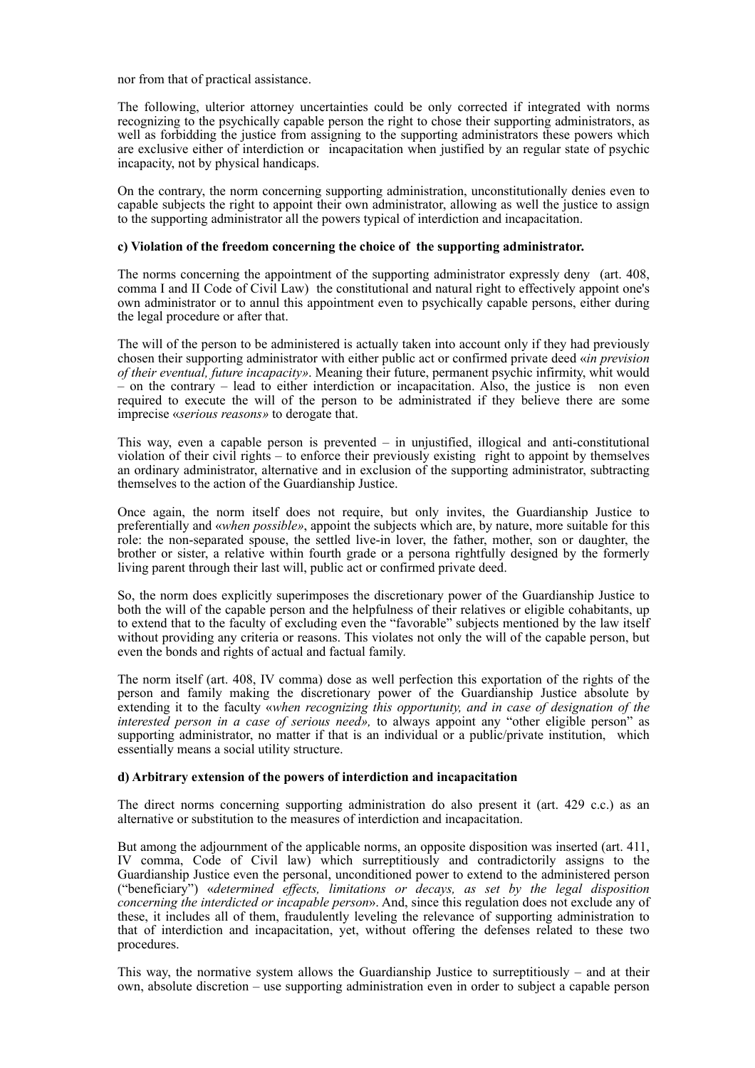nor from that of practical assistance.

The following, ulterior attorney uncertainties could be only corrected if integrated with norms recognizing to the psychically capable person the right to chose their supporting administrators, as well as forbidding the justice from assigning to the supporting administrators these powers which are exclusive either of interdiction or incapacitation when justified by an regular state of psychic incapacity, not by physical handicaps.

On the contrary, the norm concerning supporting administration, unconstitutionally denies even to capable subjects the right to appoint their own administrator, allowing as well the justice to assign to the supporting administrator all the powers typical of interdiction and incapacitation.

**c) Violation of the freedom concerning the choice of the supporting administrator.**

The norms concerning the appointment of the supporting administrator expressly deny (art. 408, comma I and II Code of Civil Law) the constitutional and natural right to effectively appoint one's own administrator or to annul this appointment even to psychically capable persons, either during the legal procedure or after that.

The will of the person to be administered is actually taken into account only if they had previously chosen their supporting administrator with either public act or confirmed private deed «*in prevision of their eventual, future incapacity»*. Meaning their future, permanent psychic infirmity, whit would – on the contrary – lead to either interdiction or incapacitation. Also, the justice is non even required to execute the will of the person to be administrated if they believe there are some imprecise «*serious reasons»* to derogate that.

This way, even a capable person is prevented – in unjustified, illogical and anti-constitutional violation of their civil rights – to enforce their previously existing right to appoint by themselves an ordinary administrator, alternative and in exclusion of the supporting administrator, subtracting themselves to the action of the Guardianship Justice.

Once again, the norm itself does not require, but only invites, the Guardianship Justice to preferentially and «*when possible»*, appoint the subjects which are, by nature, more suitable for this role: the non-separated spouse, the settled live-in lover, the father, mother, son or daughter, the brother or sister, a relative within fourth grade or a persona rightfully designed by the formerly living parent through their last will, public act or confirmed private deed.

So, the norm does explicitly superimposes the discretionary power of the Guardianship Justice to both the will of the capable person and the helpfulness of their relatives or eligible cohabitants, up to extend that to the faculty of excluding even the "favorable" subjects mentioned by the law itself without providing any criteria or reasons. This violates not only the will of the capable person, but even the bonds and rights of actual and factual family.

The norm itself (art. 408, IV comma) dose as well perfection this exportation of the rights of the person and family making the discretionary power of the Guardianship Justice absolute by extending it to the faculty «*when recognizing this opportunity, and in case of designation of the interested person in a case of serious need»,* to always appoint any "other eligible person" as supporting administrator, no matter if that is an individual or a public/private institution, which essentially means a social utility structure.

**d) Arbitrary extension of the powers of interdiction and incapacitation**

The direct norms concerning supporting administration do also present it (art. 429 c.c.) as an alternative or substitution to the measures of interdiction and incapacitation.

But among the adjournment of the applicable norms, an opposite disposition was inserted (art. 411, IV comma, Code of Civil law) which surreptitiously and contradictorily assigns to the Guardianship Justice even the personal, unconditioned power to extend to the administered person ("beneficiary") «*determined effects, limitations or decays, as set by the legal disposition concerning the interdicted or incapable person*». And, since this regulation does not exclude any of these, it includes all of them, fraudulently leveling the relevance of supporting administration to that of interdiction and incapacitation, yet, without offering the defenses related to these two procedures.

This way, the normative system allows the Guardianship Justice to surreptitiously – and at their own, absolute discretion – use supporting administration even in order to subject a capable person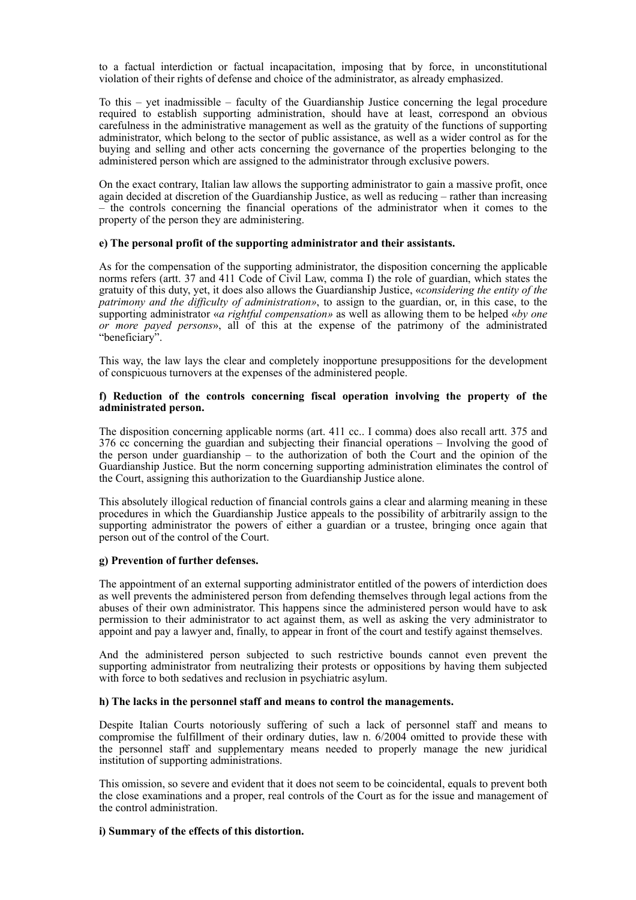to a factual interdiction or factual incapacitation, imposing that by force, in unconstitutional violation of their rights of defense and choice of the administrator, as already emphasized.

To this – yet inadmissible – faculty of the Guardianship Justice concerning the legal procedure required to establish supporting administration, should have at least, correspond an obvious carefulness in the administrative management as well as the gratuity of the functions of supporting administrator, which belong to the sector of public assistance, as well as a wider control as for the buying and selling and other acts concerning the governance of the properties belonging to the administered person which are assigned to the administrator through exclusive powers.

On the exact contrary, Italian law allows the supporting administrator to gain a massive profit, once again decided at discretion of the Guardianship Justice, as well as reducing – rather than increasing – the controls concerning the financial operations of the administrator when it comes to the property of the person they are administering.

**e) The personal profit of the supporting administrator and their assistants.**

As for the compensation of the supporting administrator, the disposition concerning the applicable norms refers (artt. 37 and 411 Code of Civil Law, comma I) the role of guardian, which states the gratuity of this duty, yet, it does also allows the Guardianship Justice, «*considering the entity of the patrimony and the difficulty of administration»*, to assign to the guardian, or, in this case, to the supporting administrator «*a rightful compensation»* as well as allowing them to be helped «*by one or more payed persons*», all of this at the expense of the patrimony of the administrated "beneficiary".

This way, the law lays the clear and completely inopportune presuppositions for the development of conspicuous turnovers at the expenses of the administered people.

**f) Reduction of the controls concerning fiscal operation involving the property of the administrated person.**

The disposition concerning applicable norms (art. 411 cc.. I comma) does also recall artt. 375 and 376 cc concerning the guardian and subjecting their financial operations – Involving the good of the person under guardianship – to the authorization of both the Court and the opinion of the Guardianship Justice. But the norm concerning supporting administration eliminates the control of the Court, assigning this authorization to the Guardianship Justice alone.

This absolutely illogical reduction of financial controls gains a clear and alarming meaning in these procedures in which the Guardianship Justice appeals to the possibility of arbitrarily assign to the supporting administrator the powers of either a guardian or a trustee, bringing once again that person out of the control of the Court.

**g) Prevention of further defenses.**

The appointment of an external supporting administrator entitled of the powers of interdiction does as well prevents the administered person from defending themselves through legal actions from the abuses of their own administrator. This happens since the administered person would have to ask permission to their administrator to act against them, as well as asking the very administrator to appoint and pay a lawyer and, finally, to appear in front of the court and testify against themselves.

And the administered person subjected to such restrictive bounds cannot even prevent the supporting administrator from neutralizing their protests or oppositions by having them subjected with force to both sedatives and reclusion in psychiatric asylum.

**h) The lacks in the personnel staff and means to control the managements.**

Despite Italian Courts notoriously suffering of such a lack of personnel staff and means to compromise the fulfillment of their ordinary duties, law n. 6/2004 omitted to provide these with the personnel staff and supplementary means needed to properly manage the new juridical institution of supporting administrations.

This omission, so severe and evident that it does not seem to be coincidental, equals to prevent both the close examinations and a proper, real controls of the Court as for the issue and management of the control administration.

**i) Summary of the effects of this distortion.**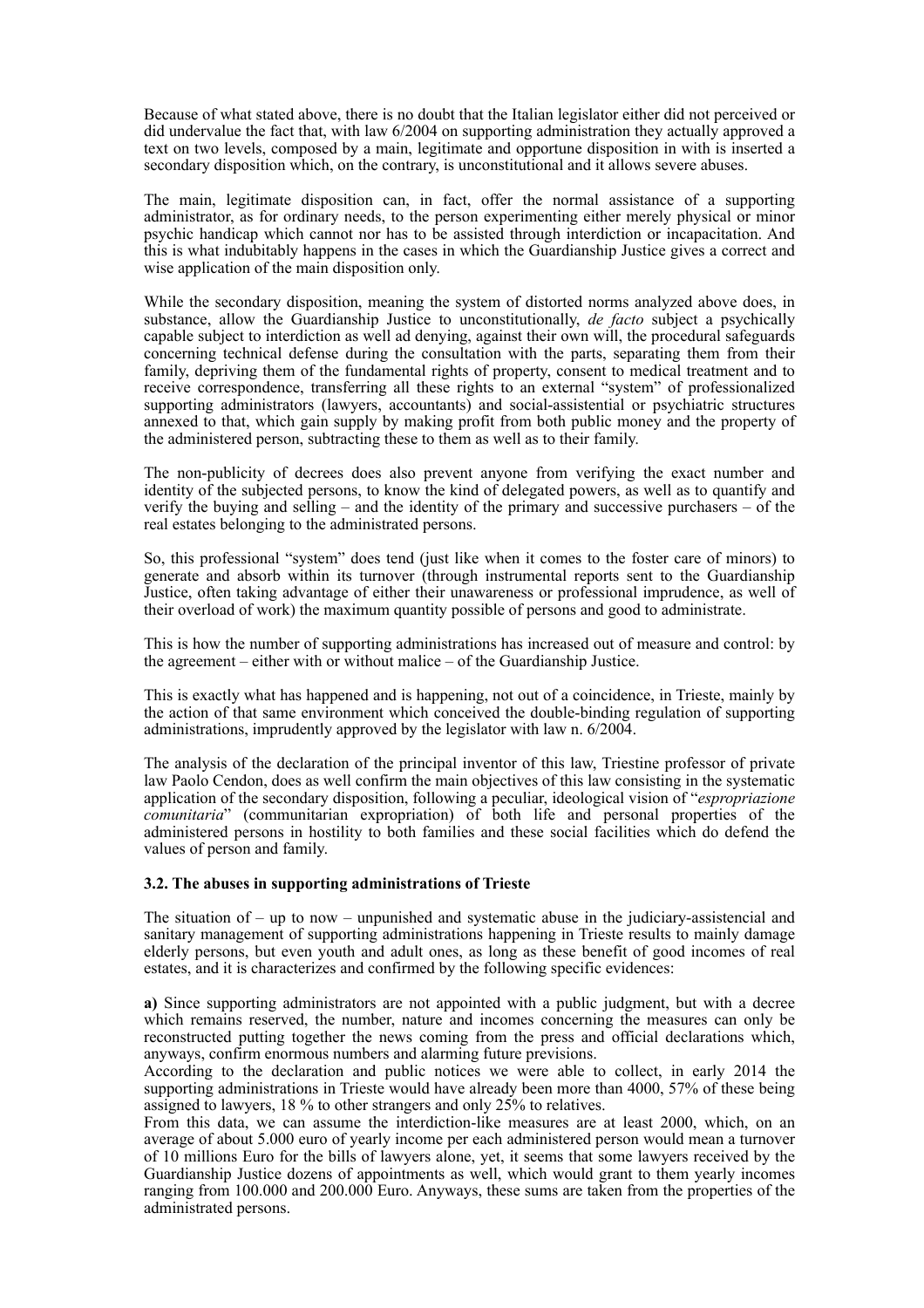Because of what stated above, there is no doubt that the Italian legislator either did not perceived or did undervalue the fact that, with law 6/2004 on supporting administration they actually approved a text on two levels, composed by a main, legitimate and opportune disposition in with is inserted a secondary disposition which, on the contrary, is unconstitutional and it allows severe abuses.

The main, legitimate disposition can, in fact, offer the normal assistance of a supporting administrator, as for ordinary needs, to the person experimenting either merely physical or minor psychic handicap which cannot nor has to be assisted through interdiction or incapacitation. And this is what indubitably happens in the cases in which the Guardianship Justice gives a correct and wise application of the main disposition only.

While the secondary disposition, meaning the system of distorted norms analyzed above does, in substance, allow the Guardianship Justice to unconstitutionally, *de facto* subject a psychically capable subject to interdiction as well ad denying, against their own will, the procedural safeguards concerning technical defense during the consultation with the parts, separating them from their family, depriving them of the fundamental rights of property, consent to medical treatment and to receive correspondence, transferring all these rights to an external "system" of professionalized supporting administrators (lawyers, accountants) and social-assistential or psychiatric structures annexed to that, which gain supply by making profit from both public money and the property of the administered person, subtracting these to them as well as to their family.

The non-publicity of decrees does also prevent anyone from verifying the exact number and identity of the subjected persons, to know the kind of delegated powers, as well as to quantify and verify the buying and selling – and the identity of the primary and successive purchasers – of the real estates belonging to the administrated persons.

So, this professional "system" does tend (just like when it comes to the foster care of minors) to generate and absorb within its turnover (through instrumental reports sent to the Guardianship Justice, often taking advantage of either their unawareness or professional imprudence, as well of their overload of work) the maximum quantity possible of persons and good to administrate.

This is how the number of supporting administrations has increased out of measure and control: by the agreement – either with or without malice – of the Guardianship Justice.

This is exactly what has happened and is happening, not out of a coincidence, in Trieste, mainly by the action of that same environment which conceived the double-binding regulation of supporting administrations, imprudently approved by the legislator with law n. 6/2004.

The analysis of the declaration of the principal inventor of this law, Triestine professor of private law Paolo Cendon, does as well confirm the main objectives of this law consisting in the systematic application of the secondary disposition, following a peculiar, ideological vision of "*espropriazione comunitaria*" (communitarian expropriation) of both life and personal properties of the administered persons in hostility to both families and these social facilities which do defend the values of person and family.

### 3.2. The abuses in supporting administrations of Trieste

The situation of – up to now – unpunished and systematic abuse in the judiciary-assistencial and sanitary management of supporting administrations happening in Trieste results to mainly damage elderly persons, but even youth and adult ones, as long as these benefit of good incomes of real estates, and it is characterizes and confirmed by the following specific evidences:

**a)** Since supporting administrators are not appointed with a public judgment, but with a decree which remains reserved, the number, nature and incomes concerning the measures can only be reconstructed putting together the news coming from the press and official declarations which, anyways, confirm enormous numbers and alarming future previsions.
According to the declaration and public notices we were able to collect, in early 2014 the supporting administrations in Trieste would have already been more than 4000, 57% of these being assigned to lawyers, 18 % to other strangers and only 25% to relatives.
From this data, we can assume the interdiction-like measures are at least 2000, which, on an average of about 5.000 euro of yearly income per each administered person would mean a turnover of 10 millions Euro for the bills of lawyers alone, yet, it seems that some lawyers received by the Guardianship Justice dozens of appointments as well, which would grant to them yearly incomes ranging from 100.000 and 200.000 Euro. Anyways, these sums are taken from the properties of the administrated persons.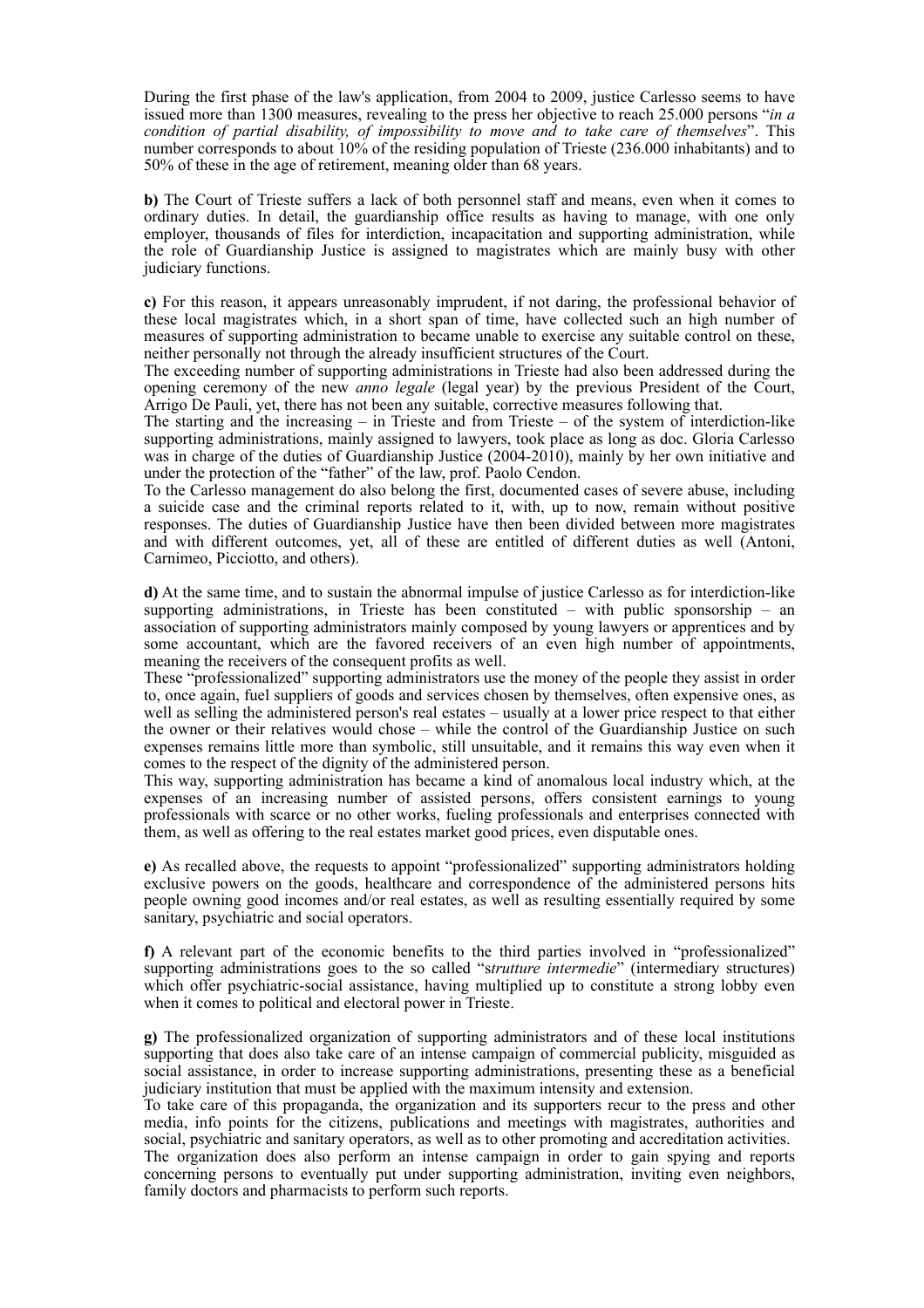During the first phase of the law's application, from 2004 to 2009, justice Carlesso seems to have issued more than 1300 measures, revealing to the press her objective to reach 25.000 persons "*in a condition of partial disability, of impossibility to move and to take care of themselves*". This number corresponds to about 10% of the residing population of Trieste (236.000 inhabitants) and to 50% of these in the age of retirement, meaning older than 68 years.

**b)** The Court of Trieste suffers a lack of both personnel staff and means, even when it comes to ordinary duties. In detail, the guardianship office results as having to manage, with one only employer, thousands of files for interdiction, incapacitation and supporting administration, while the role of Guardianship Justice is assigned to magistrates which are mainly busy with other judiciary functions.

**c)** For this reason, it appears unreasonably imprudent, if not daring, the professional behavior of these local magistrates which, in a short span of time, have collected such an high number of measures of supporting administration to became unable to exercise any suitable control on these, neither personally not through the already insufficient structures of the Court.

The exceeding number of supporting administrations in Trieste had also been addressed during the opening ceremony of the new *anno legale* (legal year) by the previous President of the Court, Arrigo De Pauli, yet, there has not been any suitable, corrective measures following that.

The starting and the increasing – in Trieste and from Trieste – of the system of interdiction-like supporting administrations, mainly assigned to lawyers, took place as long as doc. Gloria Carlesso was in charge of the duties of Guardianship Justice (2004-2010), mainly by her own initiative and under the protection of the "father" of the law, prof. Paolo Cendon.

To the Carlesso management do also belong the first, documented cases of severe abuse, including a suicide case and the criminal reports related to it, with, up to now, remain without positive responses. The duties of Guardianship Justice have then been divided between more magistrates and with different outcomes, yet, all of these are entitled of different duties as well (Antoni, Carnimeo, Picciotto, and others).

**d)** At the same time, and to sustain the abnormal impulse of justice Carlesso as for interdiction-like supporting administrations, in Trieste has been constituted – with public sponsorship – an association of supporting administrators mainly composed by young lawyers or apprentices and by some accountant, which are the favored receivers of an even high number of appointments, meaning the receivers of the consequent profits as well.

These "professionalized" supporting administrators use the money of the people they assist in order to, once again, fuel suppliers of goods and services chosen by themselves, often expensive ones, as well as selling the administered person's real estates – usually at a lower price respect to that either the owner or their relatives would chose – while the control of the Guardianship Justice on such expenses remains little more than symbolic, still unsuitable, and it remains this way even when it comes to the respect of the dignity of the administered person.

This way, supporting administration has became a kind of anomalous local industry which, at the expenses of an increasing number of assisted persons, offers consistent earnings to young professionals with scarce or no other works, fueling professionals and enterprises connected with them, as well as offering to the real estates market good prices, even disputable ones.

**e)** As recalled above, the requests to appoint "professionalized" supporting administrators holding exclusive powers on the goods, healthcare and correspondence of the administered persons hits people owning good incomes and/or real estates, as well as resulting essentially required by some sanitary, psychiatric and social operators.

**f)** A relevant part of the economic benefits to the third parties involved in "professionalized" supporting administrations goes to the so called "*strutture intermedie*" (intermediary structures) which offer psychiatric-social assistance, having multiplied up to constitute a strong lobby even when it comes to political and electoral power in Trieste.

**g)** The professionalized organization of supporting administrators and of these local institutions supporting that does also take care of an intense campaign of commercial publicity, misguided as social assistance, in order to increase supporting administrations, presenting these as a beneficial judiciary institution that must be applied with the maximum intensity and extension.

To take care of this propaganda, the organization and its supporters recur to the press and other media, info points for the citizens, publications and meetings with magistrates, authorities and social, psychiatric and sanitary operators, as well as to other promoting and accreditation activities.

The organization does also perform an intense campaign in order to gain spying and reports concerning persons to eventually put under supporting administration, inviting even neighbors, family doctors and pharmacists to perform such reports.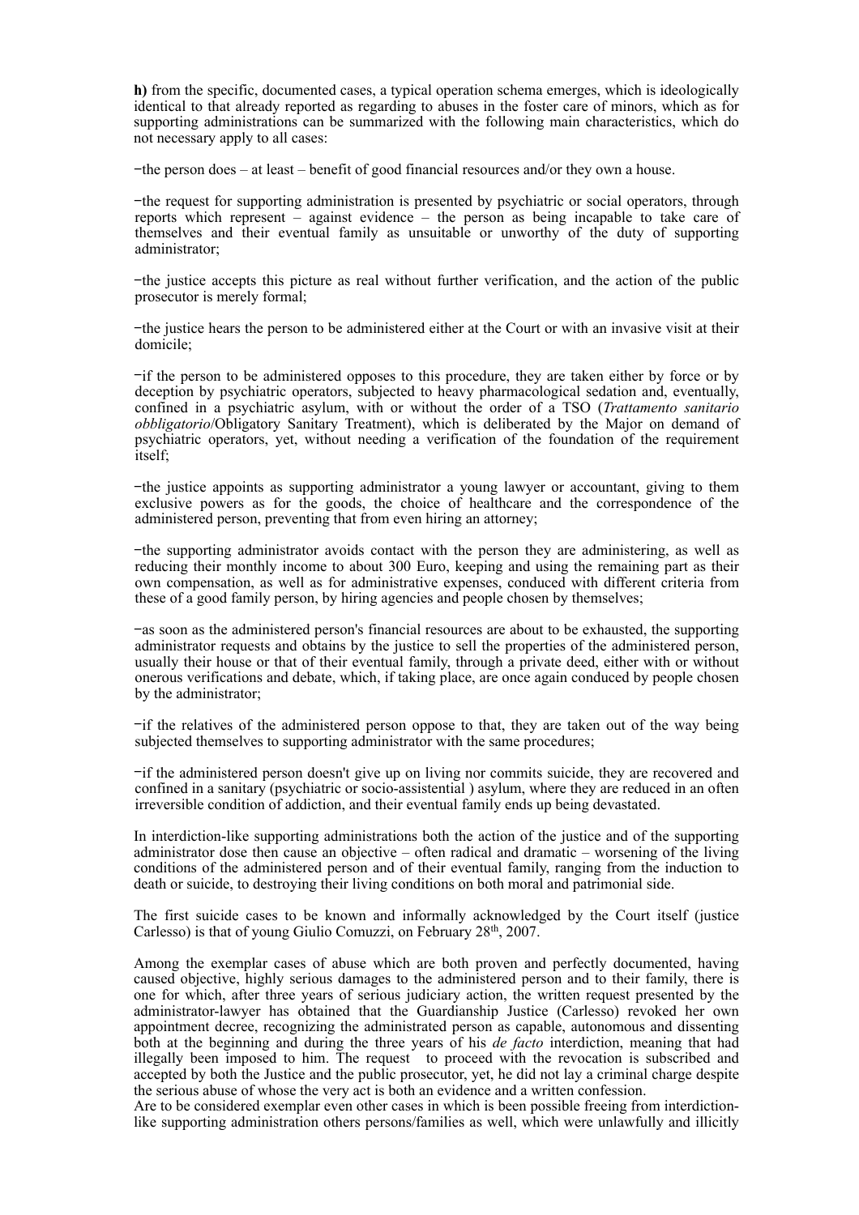**h)** from the specific, documented cases, a typical operation schema emerges, which is ideologically identical to that already reported as regarding to abuses in the foster care of minors, which as for supporting administrations can be summarized with the following main characteristics, which do not necessary apply to all cases:

−the person does – at least – benefit of good financial resources and/or they own a house.

−the request for supporting administration is presented by psychiatric or social operators, through reports which represent – against evidence – the person as being incapable to take care of themselves and their eventual family as unsuitable or unworthy of the duty of supporting administrator;

−the justice accepts this picture as real without further verification, and the action of the public prosecutor is merely formal;

−the justice hears the person to be administered either at the Court or with an invasive visit at their domicile;

−if the person to be administered opposes to this procedure, they are taken either by force or by deception by psychiatric operators, subjected to heavy pharmacological sedation and, eventually, confined in a psychiatric asylum, with or without the order of a TSO (*Trattamento sanitario obbligatorio*/Obligatory Sanitary Treatment), which is deliberated by the Major on demand of psychiatric operators, yet, without needing a verification of the foundation of the requirement itself;

−the justice appoints as supporting administrator a young lawyer or accountant, giving to them exclusive powers as for the goods, the choice of healthcare and the correspondence of the administered person, preventing that from even hiring an attorney;

−the supporting administrator avoids contact with the person they are administering, as well as reducing their monthly income to about 300 Euro, keeping and using the remaining part as their own compensation, as well as for administrative expenses, conduced with different criteria from these of a good family person, by hiring agencies and people chosen by themselves;

−as soon as the administered person's financial resources are about to be exhausted, the supporting administrator requests and obtains by the justice to sell the properties of the administered person, usually their house or that of their eventual family, through a private deed, either with or without onerous verifications and debate, which, if taking place, are once again conduced by people chosen by the administrator;

−if the relatives of the administered person oppose to that, they are taken out of the way being subjected themselves to supporting administrator with the same procedures;

−if the administered person doesn't give up on living nor commits suicide, they are recovered and confined in a sanitary (psychiatric or socio-assistential ) asylum, where they are reduced in an often irreversible condition of addiction, and their eventual family ends up being devastated.

In interdiction-like supporting administrations both the action of the justice and of the supporting administrator dose then cause an objective – often radical and dramatic – worsening of the living conditions of the administered person and of their eventual family, ranging from the induction to death or suicide, to destroying their living conditions on both moral and patrimonial side.

The first suicide cases to be known and informally acknowledged by the Court itself (justice Carlesso) is that of young Giulio Comuzzi, on February 28th, 2007.

Among the exemplar cases of abuse which are both proven and perfectly documented, having caused objective, highly serious damages to the administered person and to their family, there is one for which, after three years of serious judiciary action, the written request presented by the administrator-lawyer has obtained that the Guardianship Justice (Carlesso) revoked her own appointment decree, recognizing the administrated person as capable, autonomous and dissenting both at the beginning and during the three years of his *de facto* interdiction, meaning that had illegally been imposed to him. The request to proceed with the revocation is subscribed and accepted by both the Justice and the public prosecutor, yet, he did not lay a criminal charge despite the serious abuse of whose the very act is both an evidence and a written confession.
Are to be considered exemplar even other cases in which is been possible freeing from interdiction-like supporting administration others persons/families as well, which were unlawfully and illicitly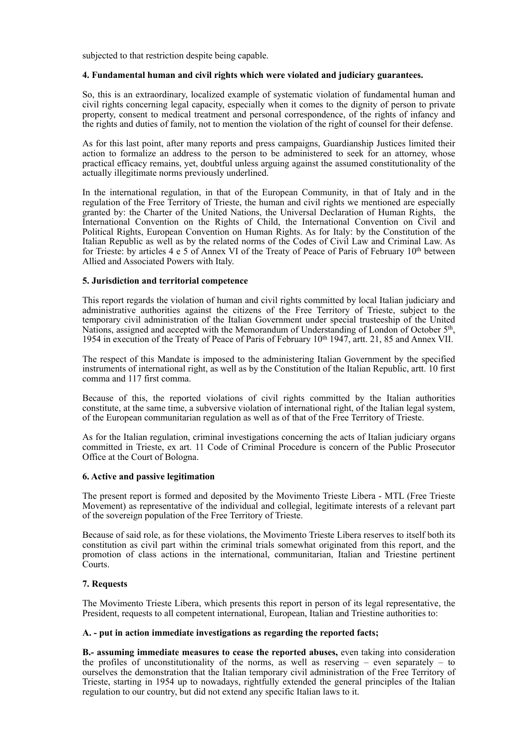subjected to that restriction despite being capable.

**4. Fundamental human and civil rights which were violated and judiciary guarantees.**

So, this is an extraordinary, localized example of systematic violation of fundamental human and civil rights concerning legal capacity, especially when it comes to the dignity of person to private property, consent to medical treatment and personal correspondence, of the rights of infancy and the rights and duties of family, not to mention the violation of the right of counsel for their defense.

As for this last point, after many reports and press campaigns, Guardianship Justices limited their action to formalize an address to the person to be administered to seek for an attorney, whose practical efficacy remains, yet, doubtful unless arguing against the assumed constitutionality of the actually illegitimate norms previously underlined.

In the international regulation, in that of the European Community, in that of Italy and in the regulation of the Free Territory of Trieste, the human and civil rights we mentioned are especially granted by: the Charter of the United Nations, the Universal Declaration of Human Rights, the International Convention on the Rights of Child, the International Convention on Civil and Political Rights, European Convention on Human Rights. As for Italy: by the Constitution of the Italian Republic as well as by the related norms of the Codes of Civil Law and Criminal Law. As for Trieste: by articles 4 e 5 of Annex VI of the Treaty of Peace of Paris of February 10th between Allied and Associated Powers with Italy.

**5. Jurisdiction and territorial competence**

This report regards the violation of human and civil rights committed by local Italian judiciary and administrative authorities against the citizens of the Free Territory of Trieste, subject to the temporary civil administration of the Italian Government under special trusteeship of the United Nations, assigned and accepted with the Memorandum of Understanding of London of October 5th, 1954 in execution of the Treaty of Peace of Paris of February 10th 1947, artt. 21, 85 and Annex VII.

The respect of this Mandate is imposed to the administering Italian Government by the specified instruments of international right, as well as by the Constitution of the Italian Republic, artt. 10 first comma and 117 first comma.

Because of this, the reported violations of civil rights committed by the Italian authorities constitute, at the same time, a subversive violation of international right, of the Italian legal system, of the European communitarian regulation as well as of that of the Free Territory of Trieste.

As for the Italian regulation, criminal investigations concerning the acts of Italian judiciary organs committed in Trieste, ex art. 11 Code of Criminal Procedure is concern of the Public Prosecutor Office at the Court of Bologna.

**6. Active and passive legitimation**

The present report is formed and deposited by the Movimento Trieste Libera - MTL (Free Trieste Movement) as representative of the individual and collegial, legitimate interests of a relevant part of the sovereign population of the Free Territory of Trieste.

Because of said role, as for these violations, the Movimento Trieste Libera reserves to itself both its constitution as civil part within the criminal trials somewhat originated from this report, and the promotion of class actions in the international, communitarian, Italian and Triestine pertinent Courts.

**7. Requests**

The Movimento Trieste Libera, which presents this report in person of its legal representative, the President, requests to all competent international, European, Italian and Triestine authorities to:

**A. - put in action immediate investigations as regarding the reported facts;**

**B.- assuming immediate measures to cease the reported abuses,** even taking into consideration the profiles of unconstitutionality of the norms, as well as reserving – even separately – to ourselves the demonstration that the Italian temporary civil administration of the Free Territory of Trieste, starting in 1954 up to nowadays, rightfully extended the general principles of the Italian regulation to our country, but did not extend any specific Italian laws to it.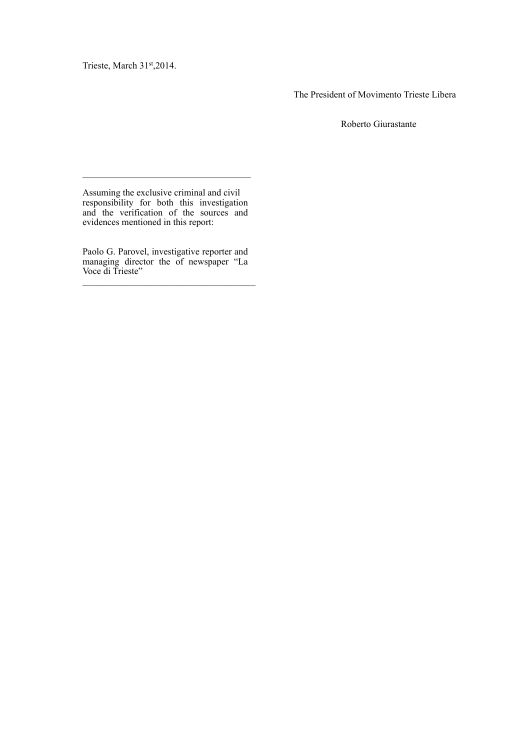Trieste, March 31st,2014.

The President of Movimento Trieste Libera

Roberto Giurastante

---

Assuming the exclusive criminal and civil responsibility for both this investigation and the verification of the sources and evidences mentioned in this report:

Paolo G. Parovel, investigative reporter and managing director the of newspaper "La Voce di Trieste"

---